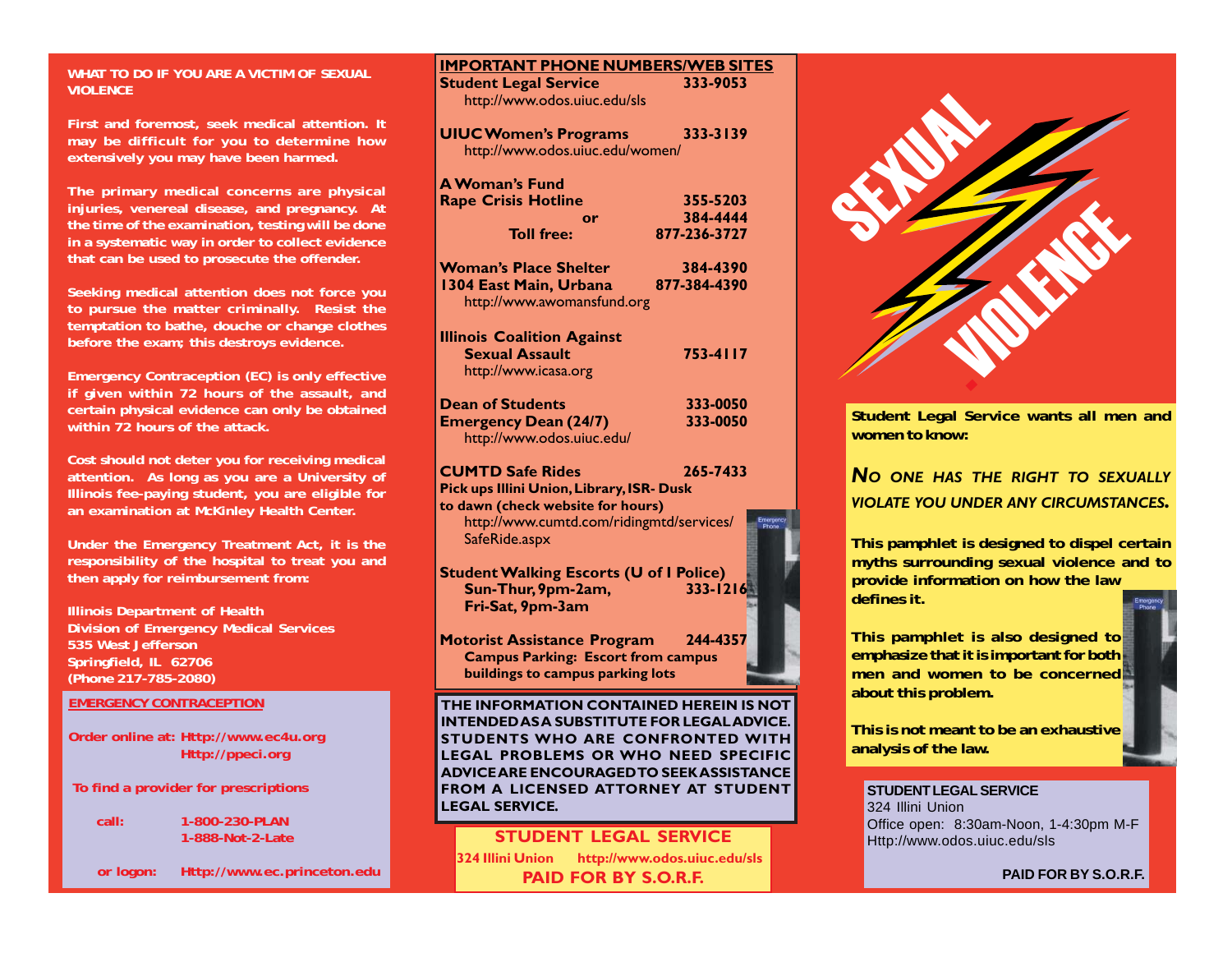## WHAT TO DO IF YOU ARE A VICTIM OF SEXUAL VIOLENCE

First and foremost, seek medical attention. It may be difficult for you to determine how extensively you may have been harmed.

The primary medical concerns are physical injuries, venereal disease, and pregnancy. At the time of the examination, testing will be done in a systematic way in order to collect evidence that can be used to prosecute the offender.

Seeking medical attention does not force you to pursue the matter criminally. Resist the temptation to bathe, douche or change clothes before the exam; this destroys evidence.

Emergency Contraception (EC) is only effective if given within 72 hours of the assault, and certain physical evidence can only be obtained within 72 hours of the attack.

Cost should not deter you for receiving medical attention. As long as you are a University of Illinois fee-paying student, you are eligible for an examination at McKinley Health Center.

Under the Emergency Treatment Act, it is the responsibility of the hospital to treat you and then apply for reimbursement from:

Illinois Department of Health
Division of Emergency Medical Services
535 West Jefferson
Springfield, IL 62706
(Phone 217-785-2080)

### EMERGENCY CONTRACEPTION

Order online at: Http://www.ec4u.org
Http://ppeci.org

To find a provider for prescriptions

call: 1-800-230-PLAN
1-888-Not-2-Late

or logon: Http://www.ec.princeton.edu

## IMPORTANT PHONE NUMBERS/WEB SITES

**Student Legal Service** 333-9053
http://www.odos.uiuc.edu/sls

**UIUC Women's Programs** 333-3139
http://www.odos.uiuc.edu/women/

**A Woman's Fund**
**Rape Crisis Hotline** 355-5203
or 384-4444
Toll free: 877-236-3727

**Woman's Place Shelter** 384-4390
**1304 East Main, Urbana** 877-384-4390
http://www.awomansfund.org

**Illinois Coalition Against Sexual Assault** 753-4117
http://www.icasa.org

**Dean of Students** 333-0050
**Emergency Dean (24/7)** 333-0050
http://www.odos.uiuc.edu/

**CUMTD Safe Rides** 265-7433
Pick ups Illini Union, Library, ISR- Dusk to dawn (check website for hours)
http://www.cumtd.com/ridingmtd/services/SafeRide.aspx

**Student Walking Escorts (U of I Police)**
Sun-Thur, 9pm-2am, 333-1216
Fri-Sat, 9pm-3am

**Motorist Assistance Program** 244-4357
Campus Parking: Escort from campus buildings to campus parking lots

THE INFORMATION CONTAINED HEREIN IS NOT INTENDED AS A SUBSTITUTE FOR LEGAL ADVICE. STUDENTS WHO ARE CONFRONTED WITH LEGAL PROBLEMS OR WHO NEED SPECIFIC ADVICE ARE ENCOURAGED TO SEEK ASSISTANCE FROM A LICENSED ATTORNEY AT STUDENT LEGAL SERVICE.

**STUDENT LEGAL SERVICE**
324 Illini Union http://www.odos.uiuc.edu/sls
**PAID FOR BY S.O.R.F.**

# SEXUAL VIOLENCE

Student Legal Service wants all men and women to know:

***NO ONE HAS THE RIGHT TO SEXUALLY VIOLATE YOU UNDER ANY CIRCUMSTANCES.***

This pamphlet is designed to dispel certain myths surrounding sexual violence and to provide information on how the law defines it.

This pamphlet is also designed to emphasize that it is important for both men and women to be concerned about this problem.

This is not meant to be an exhaustive analysis of the law.

**STUDENT LEGAL SERVICE**
324 Illini Union
Office open: 8:30am-Noon, 1-4:30pm M-F
Http://www.odos.uiuc.edu/sls

**PAID FOR BY S.O.R.F.**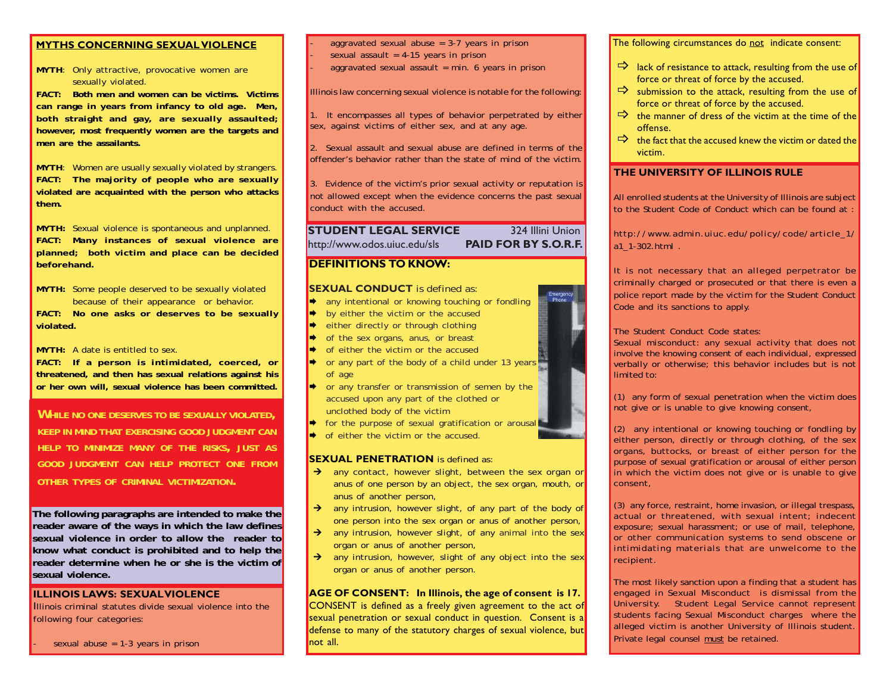## MYTHS CONCERNING SEXUAL VIOLENCE

**MYTH**: Only attractive, provocative women are sexually violated.
**FACT: Both men and women can be victims. Victims can range in years from infancy to old age. Men, both straight and gay, are sexually assaulted; however, most frequently women are the targets and men are the assailants.**

**MYTH**: Women are usually sexually violated by strangers.
**FACT: The majority of people who are sexually violated are acquainted with the person who attacks them.**

**MYTH:** Sexual violence is spontaneous and unplanned.
**FACT: Many instances of sexual violence are planned; both victim and place can be decided beforehand.**

**MYTH:** Some people deserved to be sexually violated because of their appearance or behavior.
**FACT: No one asks or deserves to be sexually violated.**

**MYTH:** A date is entitled to sex.
**FACT: If a person is intimidated, coerced, or threatened, and then has sexual relations against his or her own will, sexual violence has been committed.**

**WHILE NO ONE DESERVES TO BE SEXUALLY VIOLATED, KEEP IN MIND THAT EXERCISING GOOD JUDGMENT CAN HELP TO MINIMIZE MANY OF THE RISKS, JUST AS GOOD JUDGMENT CAN HELP PROTECT ONE FROM OTHER TYPES OF CRIMINAL VICTIMIZATION.**

**The following paragraphs are intended to make the reader aware of the ways in which the law defines sexual violence in order to allow the reader to know what conduct is prohibited and to help the reader determine when he or she is the victim of sexual violence.**

## ILLINOIS LAWS: SEXUAL VIOLENCE

Illinois criminal statutes divide sexual violence into the following four categories:

- sexual abuse = 1-3 years in prison
- aggravated sexual abuse = 3-7 years in prison
- sexual assault = 4-15 years in prison
- aggravated sexual assault = min. 6 years in prison

Illinois law concerning sexual violence is notable for the following:

1. It encompasses all types of behavior perpetrated by either sex, against victims of either sex, and at any age.

2. Sexual assault and sexual abuse are defined in terms of the offender's behavior rather than the state of mind of the victim.

3. Evidence of the victim's prior sexual activity or reputation is not allowed except when the evidence concerns the past sexual conduct with the accused.

**STUDENT LEGAL SERVICE** 324 Illini Union
http://www.odos.uiuc.edu/sls **PAID FOR BY S.O.R.F.**

## DEFINITIONS TO KNOW:

**SEXUAL CONDUCT** is defined as:

- any intentional or knowing touching or fondling
- by either the victim or the accused
- either directly or through clothing
- of the sex organs, anus, or breast
- of either the victim or the accused
- or any part of the body of a child under 13 years of age
- or any transfer or transmission of semen by the accused upon any part of the clothed or unclothed body of the victim
- for the purpose of sexual gratification or arousal
- of either the victim or the accused.

**SEXUAL PENETRATION** is defined as:

- any contact, however slight, between the sex organ or anus of one person by an object, the sex organ, mouth, or anus of another person,
- any intrusion, however slight, of any part of the body of one person into the sex organ or anus of another person,
- any intrusion, however slight, of any animal into the sex organ or anus of another person,
- any intrusion, however, slight of any object into the sex organ or anus of another person.

**AGE OF CONSENT: In Illinois, the age of consent is 17.**
CONSENT is defined as a freely given agreement to the act of sexual penetration or sexual conduct in question. Consent is a defense to many of the statutory charges of sexual violence, but not all.

The following circumstances do not indicate consent:

- lack of resistance to attack, resulting from the use of force or threat of force by the accused.
- submission to the attack, resulting from the use of force or threat of force by the accused.
- the manner of dress of the victim at the time of the offense.
- the fact that the accused knew the victim or dated the victim.

## THE UNIVERSITY OF ILLINOIS RULE

All enrolled students at the University of Illinois are subject to the Student Code of Conduct which can be found at :

http://www.admin.uiuc.edu/policy/code/article_1/a1_1-302.html .

It is not necessary that an alleged perpetrator be criminally charged or prosecuted or that there is even a police report made by the victim for the Student Conduct Code and its sanctions to apply.

The Student Conduct Code states:
Sexual misconduct: any sexual activity that does not involve the knowing consent of each individual, expressed verbally or otherwise; this behavior includes but is not limited to:

(1) any form of sexual penetration when the victim does not give or is unable to give knowing consent,

(2) any intentional or knowing touching or fondling by either person, directly or through clothing, of the sex organs, buttocks, or breast of either person for the purpose of sexual gratification or arousal of either person in which the victim does not give or is unable to give consent,

(3) any force, restraint, home invasion, or illegal trespass, actual or threatened, with sexual intent; indecent exposure; sexual harassment; or use of mail, telephone, or other communication systems to send obscene or intimidating materials that are unwelcome to the recipient.

The most likely sanction upon a finding that a student has engaged in Sexual Misconduct is dismissal from the University. Student Legal Service cannot represent students facing Sexual Misconduct charges where the alleged victim is another University of Illinois student. Private legal counsel must be retained.